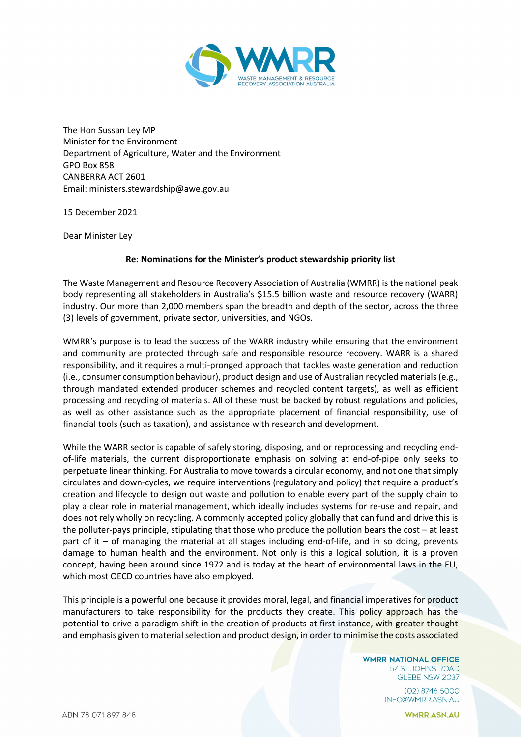The Hon Sussan Ley MP
Minister for the Environment
Department of Agriculture, Water and the Environment
GPO Box 858
CANBERRA ACT 2601
Email: ministers.stewardship@awe.gov.au

15 December 2021

Dear Minister Ley

**Re: Nominations for the Minister's product stewardship priority list**

The Waste Management and Resource Recovery Association of Australia (WMRR) is the national peak body representing all stakeholders in Australia's $15.5 billion waste and resource recovery (WARR) industry. Our more than 2,000 members span the breadth and depth of the sector, across the three (3) levels of government, private sector, universities, and NGOs.

WMRR's purpose is to lead the success of the WARR industry while ensuring that the environment and community are protected through safe and responsible resource recovery. WARR is a shared responsibility, and it requires a multi-pronged approach that tackles waste generation and reduction (i.e., consumer consumption behaviour), product design and use of Australian recycled materials (e.g., through mandated extended producer schemes and recycled content targets), as well as efficient processing and recycling of materials. All of these must be backed by robust regulations and policies, as well as other assistance such as the appropriate placement of financial responsibility, use of financial tools (such as taxation), and assistance with research and development.

While the WARR sector is capable of safely storing, disposing, and or reprocessing and recycling end-of-life materials, the current disproportionate emphasis on solving at end-of-pipe only seeks to perpetuate linear thinking. For Australia to move towards a circular economy, and not one that simply circulates and down-cycles, we require interventions (regulatory and policy) that require a product's creation and lifecycle to design out waste and pollution to enable every part of the supply chain to play a clear role in material management, which ideally includes systems for re-use and repair, and does not rely wholly on recycling. A commonly accepted policy globally that can fund and drive this is the polluter-pays principle, stipulating that those who produce the pollution bears the cost – at least part of it – of managing the material at all stages including end-of-life, and in so doing, prevents damage to human health and the environment. Not only is this a logical solution, it is a proven concept, having been around since 1972 and is today at the heart of environmental laws in the EU, which most OECD countries have also employed.

This principle is a powerful one because it provides moral, legal, and financial imperatives for product manufacturers to take responsibility for the products they create. This policy approach has the potential to drive a paradigm shift in the creation of products at first instance, with greater thought and emphasis given to material selection and product design, in order to minimise the costs associated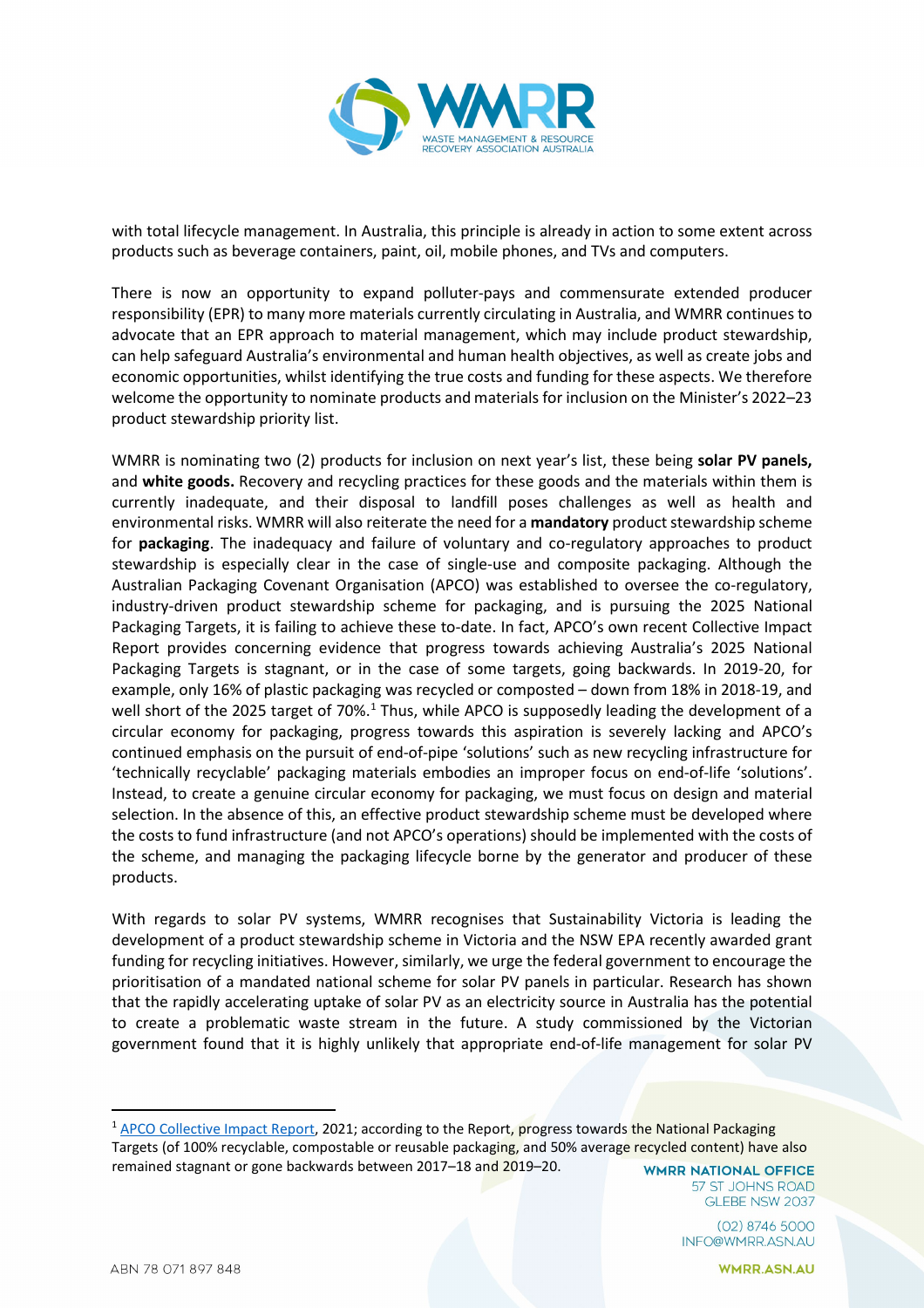with total lifecycle management. In Australia, this principle is already in action to some extent across products such as beverage containers, paint, oil, mobile phones, and TVs and computers.

There is now an opportunity to expand polluter-pays and commensurate extended producer responsibility (EPR) to many more materials currently circulating in Australia, and WMRR continues to advocate that an EPR approach to material management, which may include product stewardship, can help safeguard Australia's environmental and human health objectives, as well as create jobs and economic opportunities, whilst identifying the true costs and funding for these aspects. We therefore welcome the opportunity to nominate products and materials for inclusion on the Minister's 2022–23 product stewardship priority list.

WMRR is nominating two (2) products for inclusion on next year's list, these being **solar PV panels,** and **white goods.** Recovery and recycling practices for these goods and the materials within them is currently inadequate, and their disposal to landfill poses challenges as well as health and environmental risks. WMRR will also reiterate the need for a **mandatory** product stewardship scheme for **packaging**. The inadequacy and failure of voluntary and co-regulatory approaches to product stewardship is especially clear in the case of single-use and composite packaging. Although the Australian Packaging Covenant Organisation (APCO) was established to oversee the co-regulatory, industry-driven product stewardship scheme for packaging, and is pursuing the 2025 National Packaging Targets, it is failing to achieve these to-date. In fact, APCO's own recent Collective Impact Report provides concerning evidence that progress towards achieving Australia's 2025 National Packaging Targets is stagnant, or in the case of some targets, going backwards. In 2019-20, for example, only 16% of plastic packaging was recycled or composted – down from 18% in 2018-19, and well short of the 2025 target of 70%.[1] Thus, while APCO is supposedly leading the development of a circular economy for packaging, progress towards this aspiration is severely lacking and APCO's continued emphasis on the pursuit of end-of-pipe 'solutions' such as new recycling infrastructure for 'technically recyclable' packaging materials embodies an improper focus on end-of-life 'solutions'. Instead, to create a genuine circular economy for packaging, we must focus on design and material selection. In the absence of this, an effective product stewardship scheme must be developed where the costs to fund infrastructure (and not APCO's operations) should be implemented with the costs of the scheme, and managing the packaging lifecycle borne by the generator and producer of these products.

With regards to solar PV systems, WMRR recognises that Sustainability Victoria is leading the development of a product stewardship scheme in Victoria and the NSW EPA recently awarded grant funding for recycling initiatives. However, similarly, we urge the federal government to encourage the prioritisation of a mandated national scheme for solar PV panels in particular. Research has shown that the rapidly accelerating uptake of solar PV as an electricity source in Australia has the potential to create a problematic waste stream in the future. A study commissioned by the Victorian government found that it is highly unlikely that appropriate end-of-life management for solar PV

[1] APCO Collective Impact Report, 2021; according to the Report, progress towards the National Packaging Targets (of 100% recyclable, compostable or reusable packaging, and 50% average recycled content) have also remained stagnant or gone backwards between 2017–18 and 2019–20.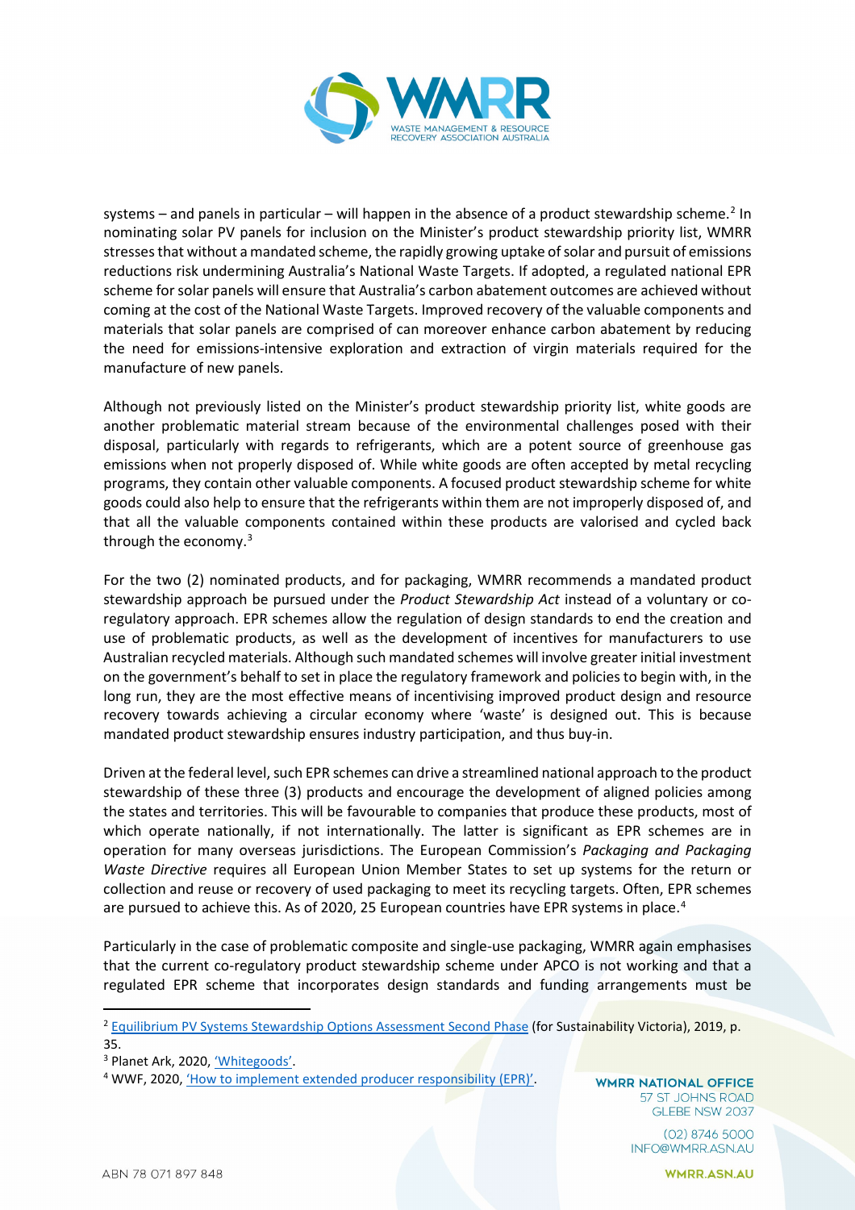systems – and panels in particular – will happen in the absence of a product stewardship scheme.[2] In nominating solar PV panels for inclusion on the Minister's product stewardship priority list, WMRR stresses that without a mandated scheme, the rapidly growing uptake of solar and pursuit of emissions reductions risk undermining Australia's National Waste Targets. If adopted, a regulated national EPR scheme for solar panels will ensure that Australia's carbon abatement outcomes are achieved without coming at the cost of the National Waste Targets. Improved recovery of the valuable components and materials that solar panels are comprised of can moreover enhance carbon abatement by reducing the need for emissions-intensive exploration and extraction of virgin materials required for the manufacture of new panels.

Although not previously listed on the Minister's product stewardship priority list, white goods are another problematic material stream because of the environmental challenges posed with their disposal, particularly with regards to refrigerants, which are a potent source of greenhouse gas emissions when not properly disposed of. While white goods are often accepted by metal recycling programs, they contain other valuable components. A focused product stewardship scheme for white goods could also help to ensure that the refrigerants within them are not improperly disposed of, and that all the valuable components contained within these products are valorised and cycled back through the economy.[3]

For the two (2) nominated products, and for packaging, WMRR recommends a mandated product stewardship approach be pursued under the *Product Stewardship Act* instead of a voluntary or co-regulatory approach. EPR schemes allow the regulation of design standards to end the creation and use of problematic products, as well as the development of incentives for manufacturers to use Australian recycled materials. Although such mandated schemes will involve greater initial investment on the government's behalf to set in place the regulatory framework and policies to begin with, in the long run, they are the most effective means of incentivising improved product design and resource recovery towards achieving a circular economy where 'waste' is designed out. This is because mandated product stewardship ensures industry participation, and thus buy-in.

Driven at the federal level, such EPR schemes can drive a streamlined national approach to the product stewardship of these three (3) products and encourage the development of aligned policies among the states and territories. This will be favourable to companies that produce these products, most of which operate nationally, if not internationally. The latter is significant as EPR schemes are in operation for many overseas jurisdictions. The European Commission's *Packaging and Packaging Waste Directive* requires all European Union Member States to set up systems for the return or collection and reuse or recovery of used packaging to meet its recycling targets. Often, EPR schemes are pursued to achieve this. As of 2020, 25 European countries have EPR systems in place.[4]

Particularly in the case of problematic composite and single-use packaging, WMRR again emphasises that the current co-regulatory product stewardship scheme under APCO is not working and that a regulated EPR scheme that incorporates design standards and funding arrangements must be

---

[2] Equilibrium PV Systems Stewardship Options Assessment Second Phase (for Sustainability Victoria), 2019, p. 35.

[3] Planet Ark, 2020, 'Whitegoods'.

[4] WWF, 2020, 'How to implement extended producer responsibility (EPR)'.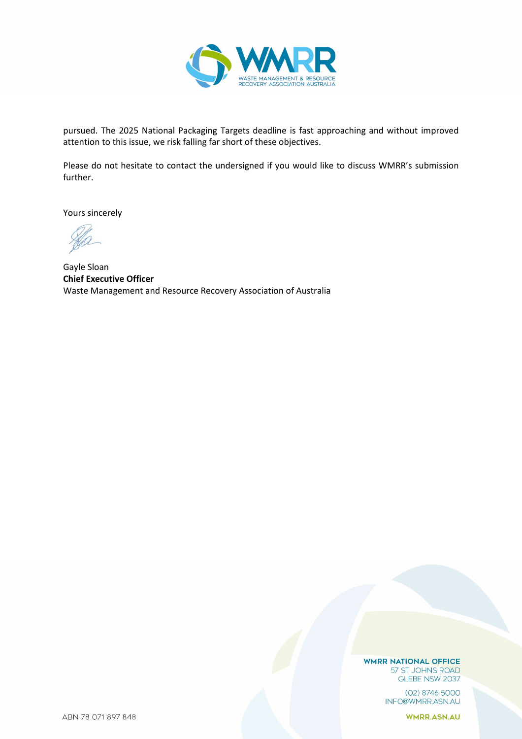pursued. The 2025 National Packaging Targets deadline is fast approaching and without improved attention to this issue, we risk falling far short of these objectives.

Please do not hesitate to contact the undersigned if you would like to discuss WMRR's submission further.

Yours sincerely

Gayle Sloan
**Chief Executive Officer**
Waste Management and Resource Recovery Association of Australia